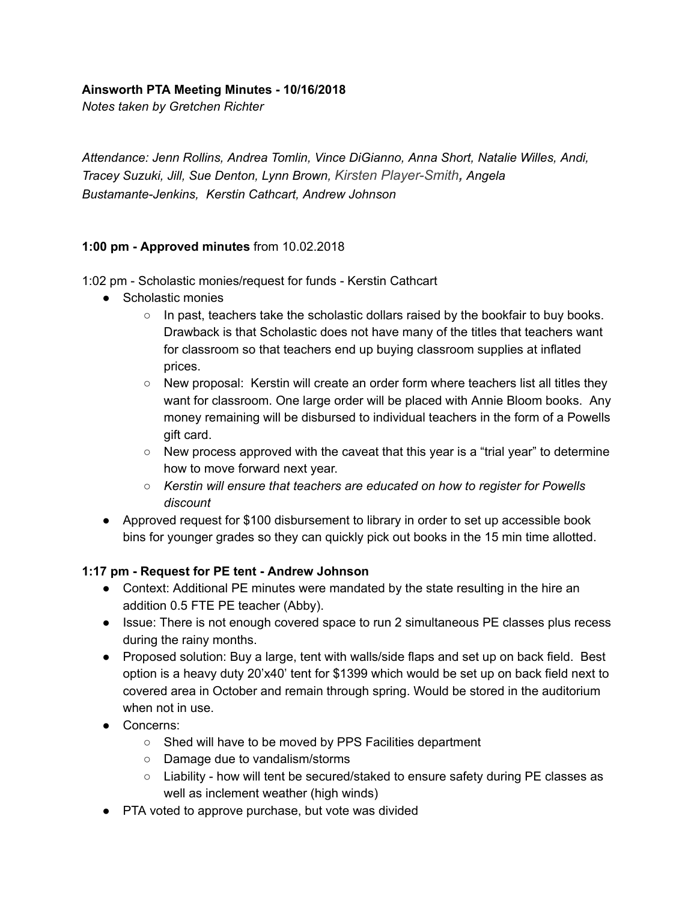**Ainsworth PTA Meeting Minutes - 10/16/2018**

*Notes taken by Gretchen Richter*

*Attendance: Jenn Rollins, Andrea Tomlin, Vince DiGianno, Anna Short, Natalie Willes, Andi, Tracey Suzuki, Jill, Sue Denton, Lynn Brown, Kirsten Player-Smith, Angela Bustamante-Jenkins, Kerstin Cathcart, Andrew Johnson*

**1:00 pm - Approved minutes** from 10.02.2018

1:02 pm - Scholastic monies/request for funds - Kerstin Cathcart

- Scholastic monies
  - In past, teachers take the scholastic dollars raised by the bookfair to buy books. Drawback is that Scholastic does not have many of the titles that teachers want for classroom so that teachers end up buying classroom supplies at inflated prices.
  - New proposal: Kerstin will create an order form where teachers list all titles they want for classroom. One large order will be placed with Annie Bloom books. Any money remaining will be disbursed to individual teachers in the form of a Powells gift card.
  - New process approved with the caveat that this year is a "trial year" to determine how to move forward next year.
  - *Kerstin will ensure that teachers are educated on how to register for Powells discount*
- Approved request for $100 disbursement to library in order to set up accessible book bins for younger grades so they can quickly pick out books in the 15 min time allotted.

**1:17 pm - Request for PE tent - Andrew Johnson**

- Context: Additional PE minutes were mandated by the state resulting in the hire an addition 0.5 FTE PE teacher (Abby).
- Issue: There is not enough covered space to run 2 simultaneous PE classes plus recess during the rainy months.
- Proposed solution: Buy a large, tent with walls/side flaps and set up on back field. Best option is a heavy duty 20'x40' tent for $1399 which would be set up on back field next to covered area in October and remain through spring. Would be stored in the auditorium when not in use.
- Concerns:
  - Shed will have to be moved by PPS Facilities department
  - Damage due to vandalism/storms
  - Liability - how will tent be secured/staked to ensure safety during PE classes as well as inclement weather (high winds)
- PTA voted to approve purchase, but vote was divided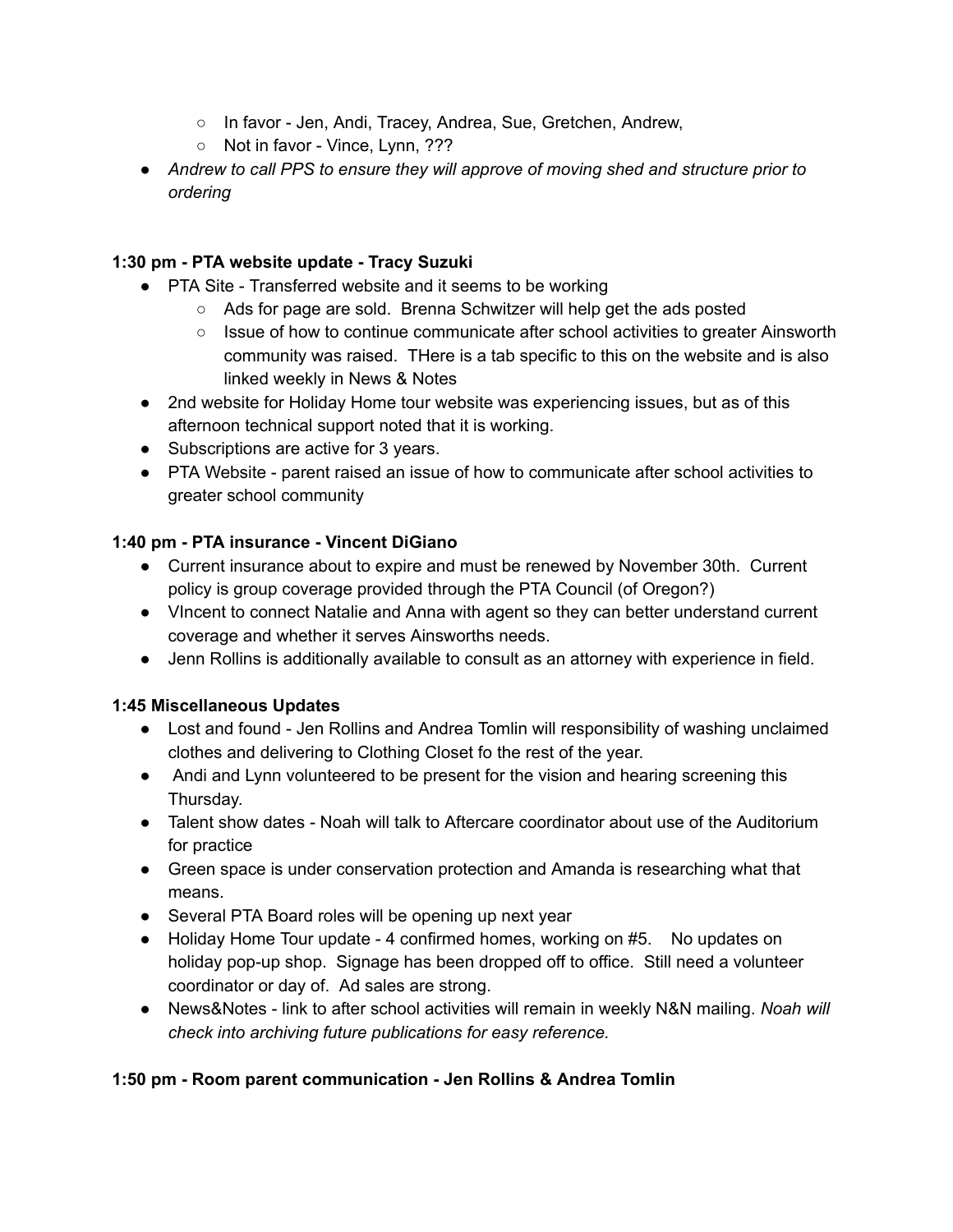- In favor - Jen, Andi, Tracey, Andrea, Sue, Gretchen, Andrew,
    - Not in favor - Vince, Lynn, ???
- *Andrew to call PPS to ensure they will approve of moving shed and structure prior to ordering*

**1:30 pm - PTA website update - Tracy Suzuki**

- PTA Site - Transferred website and it seems to be working
    - Ads for page are sold. Brenna Schwitzer will help get the ads posted
    - Issue of how to continue communicate after school activities to greater Ainsworth community was raised. THere is a tab specific to this on the website and is also linked weekly in News & Notes
- 2nd website for Holiday Home tour website was experiencing issues, but as of this afternoon technical support noted that it is working.
- Subscriptions are active for 3 years.
- PTA Website - parent raised an issue of how to communicate after school activities to greater school community

**1:40 pm - PTA insurance - Vincent DiGiano**

- Current insurance about to expire and must be renewed by November 30th. Current policy is group coverage provided through the PTA Council (of Oregon?)
- VIncent to connect Natalie and Anna with agent so they can better understand current coverage and whether it serves Ainsworths needs.
- Jenn Rollins is additionally available to consult as an attorney with experience in field.

**1:45 Miscellaneous Updates**

- Lost and found - Jen Rollins and Andrea Tomlin will responsibility of washing unclaimed clothes and delivering to Clothing Closet fo the rest of the year.
- Andi and Lynn volunteered to be present for the vision and hearing screening this Thursday.
- Talent show dates - Noah will talk to Aftercare coordinator about use of the Auditorium for practice
- Green space is under conservation protection and Amanda is researching what that means.
- Several PTA Board roles will be opening up next year
- Holiday Home Tour update - 4 confirmed homes, working on #5. No updates on holiday pop-up shop. Signage has been dropped off to office. Still need a volunteer coordinator or day of. Ad sales are strong.
- News&Notes - link to after school activities will remain in weekly N&N mailing. *Noah will check into archiving future publications for easy reference.*

**1:50 pm - Room parent communication - Jen Rollins & Andrea Tomlin**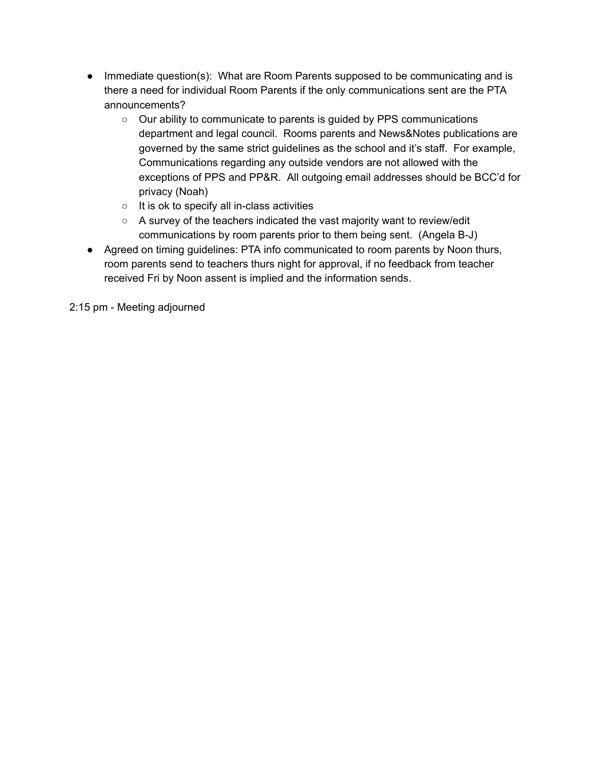- Immediate question(s): What are Room Parents supposed to be communicating and is there a need for individual Room Parents if the only communications sent are the PTA announcements?
  - Our ability to communicate to parents is guided by PPS communications department and legal council. Rooms parents and News&Notes publications are governed by the same strict guidelines as the school and it's staff. For example, Communications regarding any outside vendors are not allowed with the exceptions of PPS and PP&R. All outgoing email addresses should be BCC'd for privacy (Noah)
  - It is ok to specify all in-class activities
  - A survey of the teachers indicated the vast majority want to review/edit communications by room parents prior to them being sent. (Angela B-J)
- Agreed on timing guidelines: PTA info communicated to room parents by Noon thurs, room parents send to teachers thurs night for approval, if no feedback from teacher received Fri by Noon assent is implied and the information sends.

2:15 pm - Meeting adjourned